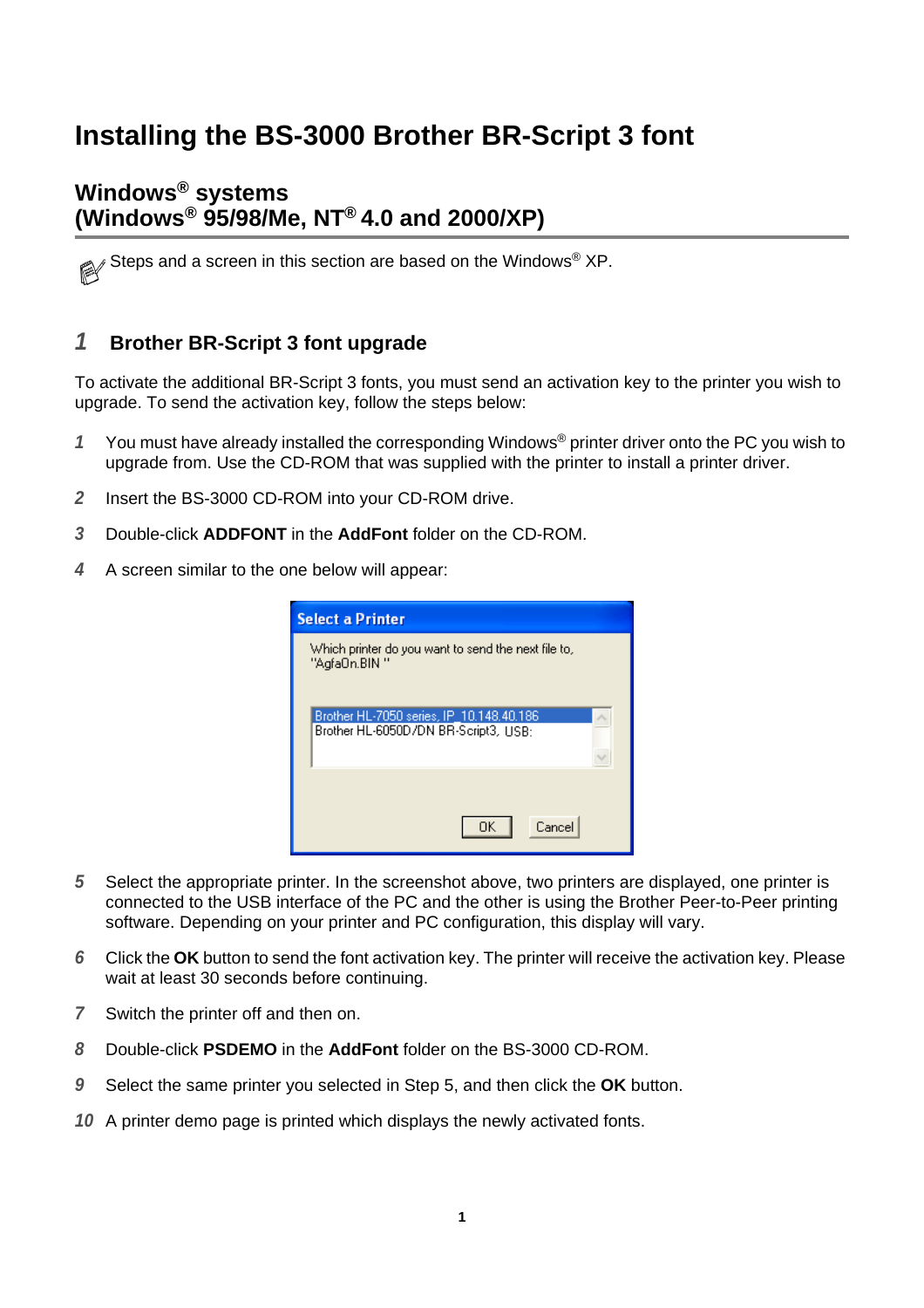# Installing the BS-3000 Brother BR-Script 3 font

## Windows® systems (Windows® 95/98/Me, NT® 4.0 and 2000/XP)

Steps and a screen in this section are based on the Windows® XP.

### 1 Brother BR-Script 3 font upgrade

To activate the additional BR-Script 3 fonts, you must send an activation key to the printer you wish to upgrade. To send the activation key, follow the steps below:

1. You must have already installed the corresponding Windows® printer driver onto the PC you wish to upgrade from. Use the CD-ROM that was supplied with the printer to install a printer driver.
2. Insert the BS-3000 CD-ROM into your CD-ROM drive.
3. Double-click **ADDFONT** in the **AddFont** folder on the CD-ROM.
4. A screen similar to the one below will appear:

5. Select the appropriate printer. In the screenshot above, two printers are displayed, one printer is connected to the USB interface of the PC and the other is using the Brother Peer-to-Peer printing software. Depending on your printer and PC configuration, this display will vary.
6. Click the **OK** button to send the font activation key. The printer will receive the activation key. Please wait at least 30 seconds before continuing.
7. Switch the printer off and then on.
8. Double-click **PSDEMO** in the **AddFont** folder on the BS-3000 CD-ROM.
9. Select the same printer you selected in Step 5, and then click the **OK** button.
10. A printer demo page is printed which displays the newly activated fonts.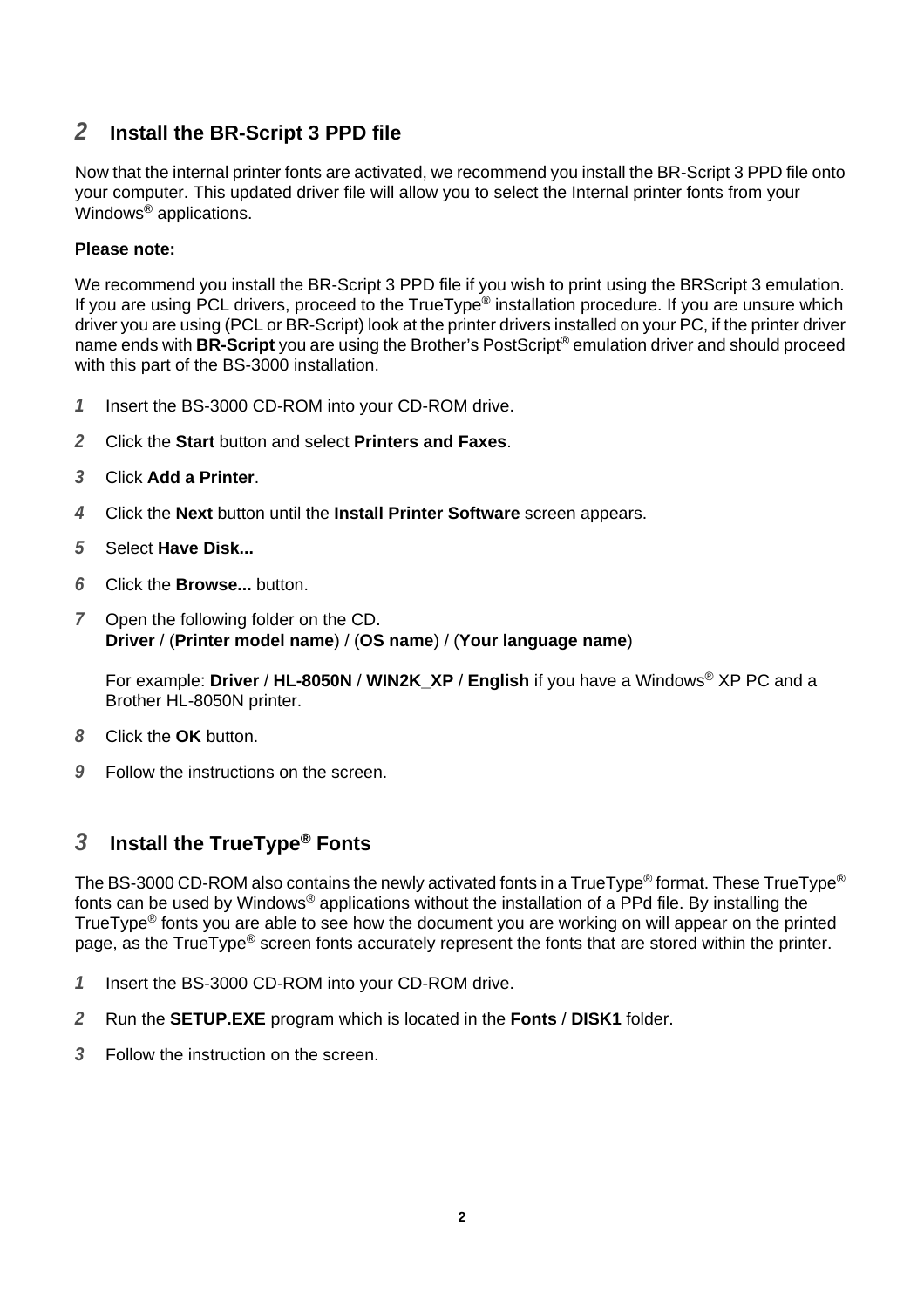## 2 Install the BR-Script 3 PPD file

Now that the internal printer fonts are activated, we recommend you install the BR-Script 3 PPD file onto your computer. This updated driver file will allow you to select the Internal printer fonts from your Windows® applications.

**Please note:**

We recommend you install the BR-Script 3 PPD file if you wish to print using the BRScript 3 emulation. If you are using PCL drivers, proceed to the TrueType® installation procedure. If you are unsure which driver you are using (PCL or BR-Script) look at the printer drivers installed on your PC, if the printer driver name ends with **BR-Script** you are using the Brother's PostScript® emulation driver and should proceed with this part of the BS-3000 installation.

1. Insert the BS-3000 CD-ROM into your CD-ROM drive.
2. Click the **Start** button and select **Printers and Faxes**.
3. Click **Add a Printer**.
4. Click the **Next** button until the **Install Printer Software** screen appears.
5. Select **Have Disk...**
6. Click the **Browse...** button.
7. Open the following folder on the CD.
   **Driver** / (**Printer model name**) / (**OS name**) / (**Your language name**)

   For example: **Driver** / **HL-8050N** / **WIN2K_XP** / **English** if you have a Windows® XP PC and a Brother HL-8050N printer.
8. Click the **OK** button.
9. Follow the instructions on the screen.

## 3 Install the TrueType® Fonts

The BS-3000 CD-ROM also contains the newly activated fonts in a TrueType® format. These TrueType® fonts can be used by Windows® applications without the installation of a PPd file. By installing the TrueType® fonts you are able to see how the document you are working on will appear on the printed page, as the TrueType® screen fonts accurately represent the fonts that are stored within the printer.

1. Insert the BS-3000 CD-ROM into your CD-ROM drive.
2. Run the **SETUP.EXE** program which is located in the **Fonts** / **DISK1** folder.
3. Follow the instruction on the screen.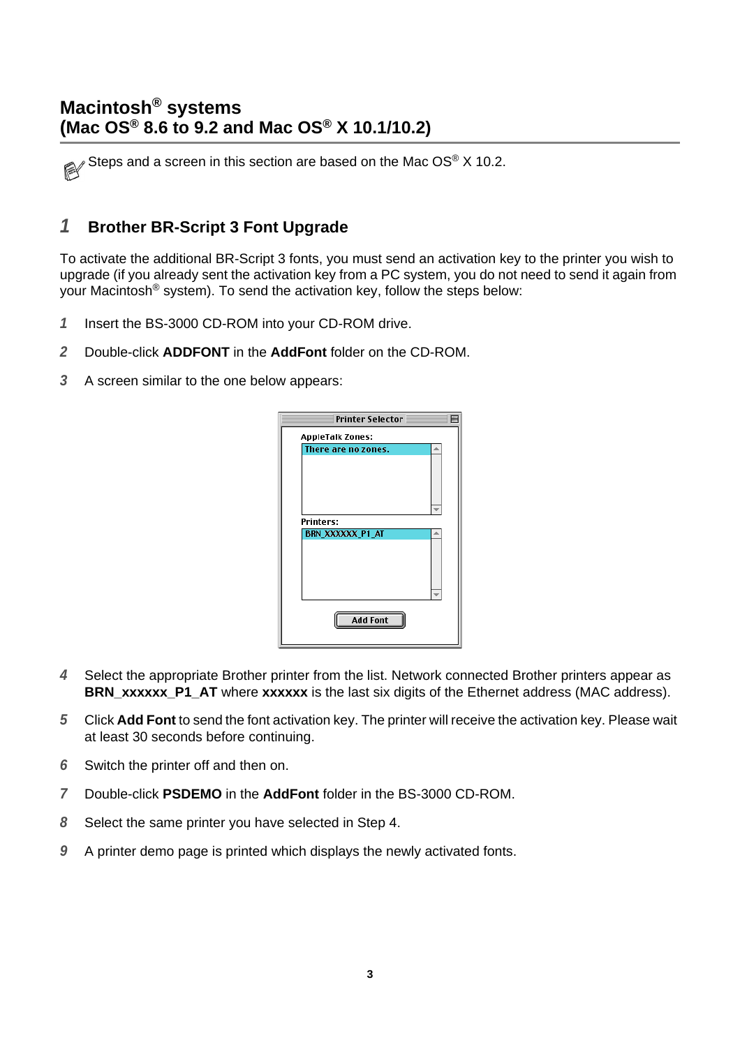# Macintosh® systems (Mac OS® 8.6 to 9.2 and Mac OS® X 10.1/10.2)

Steps and a screen in this section are based on the Mac OS® X 10.2.

## 1 Brother BR-Script 3 Font Upgrade

To activate the additional BR-Script 3 fonts, you must send an activation key to the printer you wish to upgrade (if you already sent the activation key from a PC system, you do not need to send it again from your Macintosh® system). To send the activation key, follow the steps below:

1. Insert the BS-3000 CD-ROM into your CD-ROM drive.
2. Double-click **ADDFONT** in the **AddFont** folder on the CD-ROM.
3. A screen similar to the one below appears:
4. Select the appropriate Brother printer from the list. Network connected Brother printers appear as **BRN_xxxxxx_P1_AT** where **xxxxxx** is the last six digits of the Ethernet address (MAC address).
5. Click **Add Font** to send the font activation key. The printer will receive the activation key. Please wait at least 30 seconds before continuing.
6. Switch the printer off and then on.
7. Double-click **PSDEMO** in the **AddFont** folder in the BS-3000 CD-ROM.
8. Select the same printer you have selected in Step 4.
9. A printer demo page is printed which displays the newly activated fonts.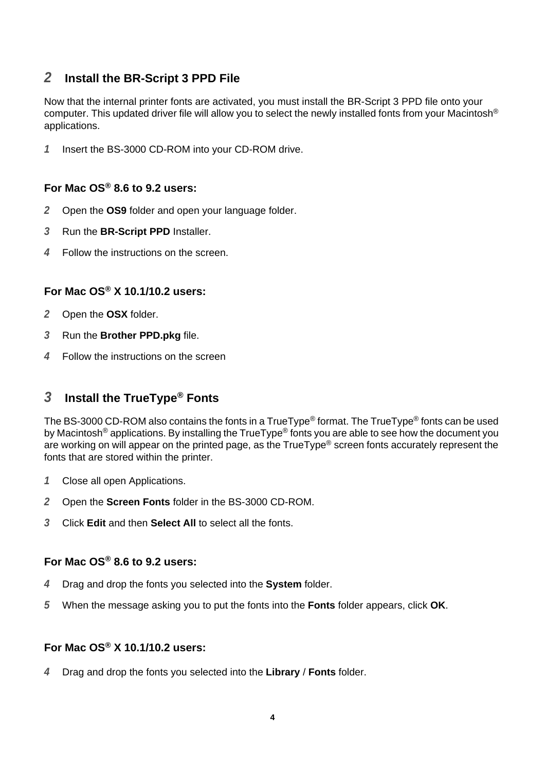## 2 Install the BR-Script 3 PPD File

Now that the internal printer fonts are activated, you must install the BR-Script 3 PPD file onto your computer. This updated driver file will allow you to select the newly installed fonts from your Macintosh® applications.

1 Insert the BS-3000 CD-ROM into your CD-ROM drive.

### For Mac OS® 8.6 to 9.2 users:

2 Open the **OS9** folder and open your language folder.

3 Run the **BR-Script PPD** Installer.

4 Follow the instructions on the screen.

### For Mac OS® X 10.1/10.2 users:

2 Open the **OSX** folder.

3 Run the **Brother PPD.pkg** file.

4 Follow the instructions on the screen

## 3 Install the TrueType® Fonts

The BS-3000 CD-ROM also contains the fonts in a TrueType® format. The TrueType® fonts can be used by Macintosh® applications. By installing the TrueType® fonts you are able to see how the document you are working on will appear on the printed page, as the TrueType® screen fonts accurately represent the fonts that are stored within the printer.

1 Close all open Applications.

2 Open the **Screen Fonts** folder in the BS-3000 CD-ROM.

3 Click **Edit** and then **Select All** to select all the fonts.

### For Mac OS® 8.6 to 9.2 users:

4 Drag and drop the fonts you selected into the **System** folder.

5 When the message asking you to put the fonts into the **Fonts** folder appears, click **OK**.

### For Mac OS® X 10.1/10.2 users:

4 Drag and drop the fonts you selected into the **Library** / **Fonts** folder.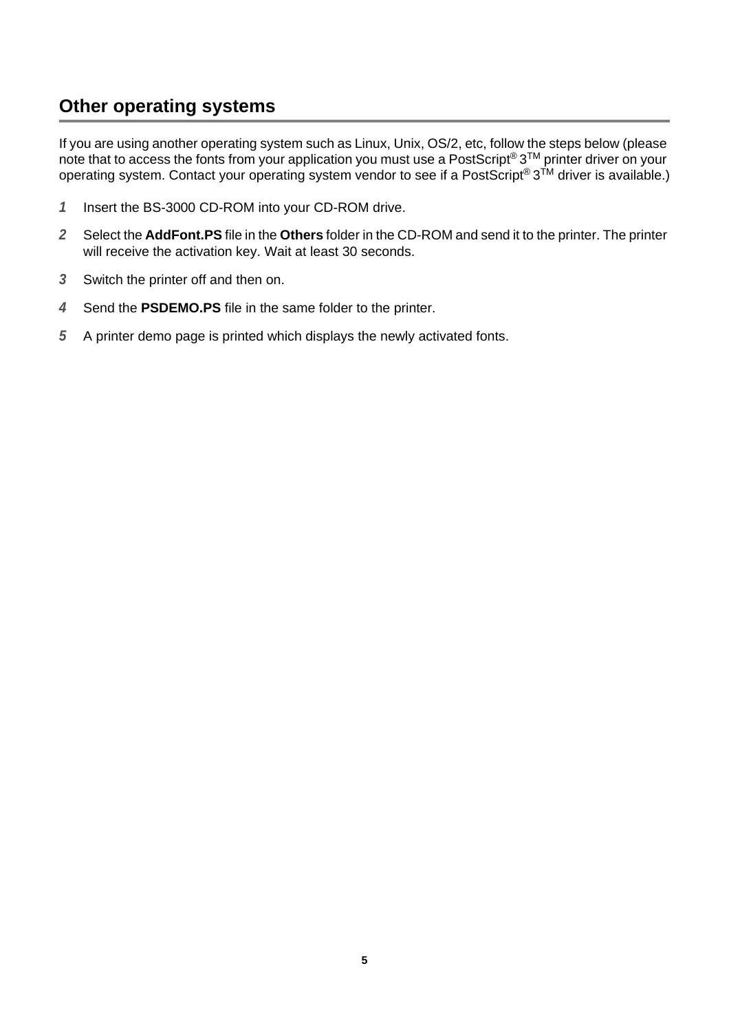## Other operating systems

If you are using another operating system such as Linux, Unix, OS/2, etc, follow the steps below (please note that to access the fonts from your application you must use a PostScript® 3™ printer driver on your operating system. Contact your operating system vendor to see if a PostScript® 3™ driver is available.)

1. Insert the BS-3000 CD-ROM into your CD-ROM drive.
2. Select the **AddFont.PS** file in the **Others** folder in the CD-ROM and send it to the printer. The printer will receive the activation key. Wait at least 30 seconds.
3. Switch the printer off and then on.
4. Send the **PSDEMO.PS** file in the same folder to the printer.
5. A printer demo page is printed which displays the newly activated fonts.